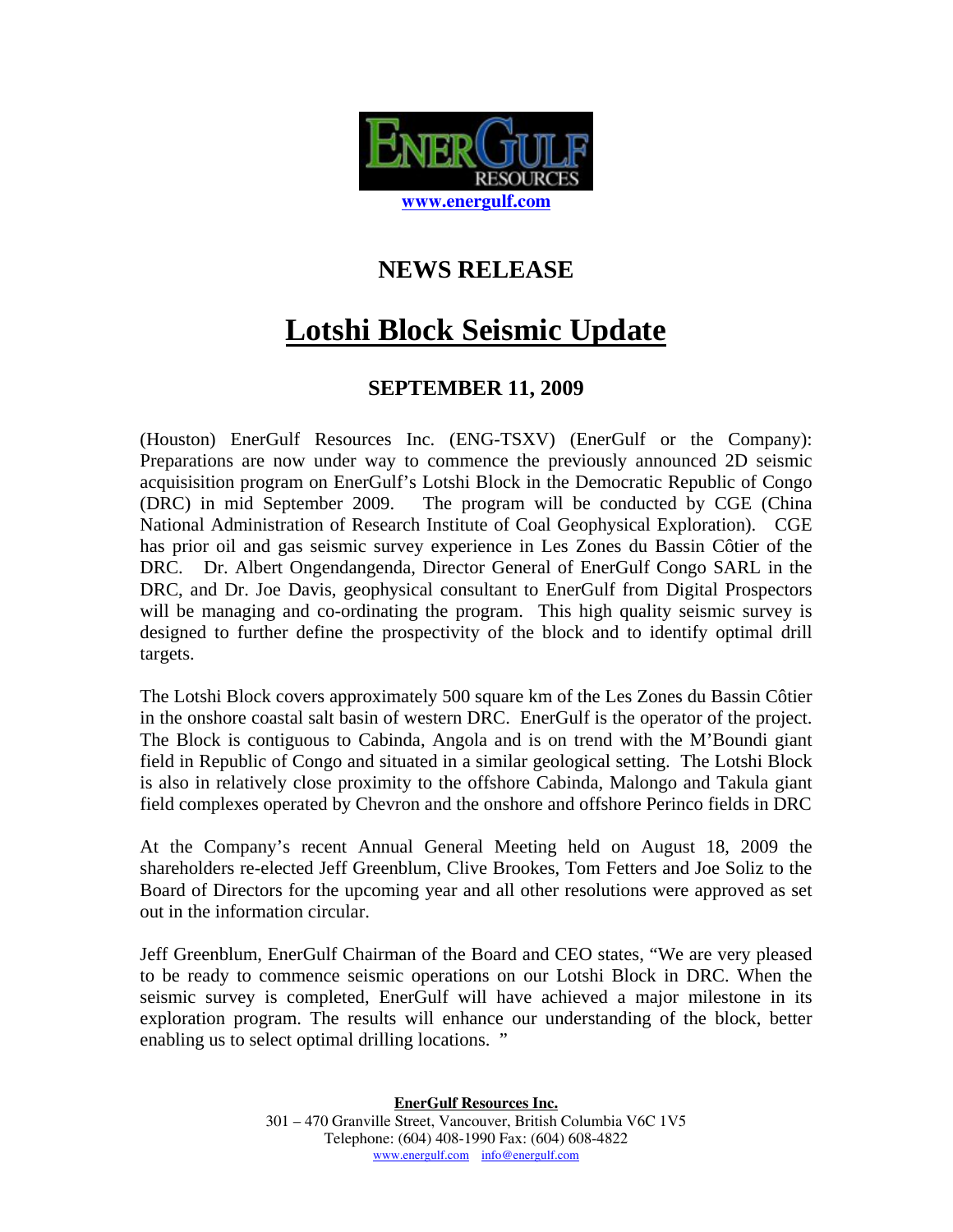EnerGulf Resources

www.energulf.com

## NEWS RELEASE

# Lotshi Block Seismic Update

### SEPTEMBER 11, 2009

(Houston) EnerGulf Resources Inc. (ENG-TSXV) (EnerGulf or the Company): Preparations are now under way to commence the previously announced 2D seismic acquisisition program on EnerGulf's Lotshi Block in the Democratic Republic of Congo (DRC) in mid September 2009. The program will be conducted by CGE (China National Administration of Research Institute of Coal Geophysical Exploration). CGE has prior oil and gas seismic survey experience in Les Zones du Bassin Côtier of the DRC. Dr. Albert Ongendangenda, Director General of EnerGulf Congo SARL in the DRC, and Dr. Joe Davis, geophysical consultant to EnerGulf from Digital Prospectors will be managing and co-ordinating the program. This high quality seismic survey is designed to further define the prospectivity of the block and to identify optimal drill targets.

The Lotshi Block covers approximately 500 square km of the Les Zones du Bassin Côtier in the onshore coastal salt basin of western DRC. EnerGulf is the operator of the project. The Block is contiguous to Cabinda, Angola and is on trend with the M'Boundi giant field in Republic of Congo and situated in a similar geological setting. The Lotshi Block is also in relatively close proximity to the offshore Cabinda, Malongo and Takula giant field complexes operated by Chevron and the onshore and offshore Perinco fields in DRC

At the Company's recent Annual General Meeting held on August 18, 2009 the shareholders re-elected Jeff Greenblum, Clive Brookes, Tom Fetters and Joe Soliz to the Board of Directors for the upcoming year and all other resolutions were approved as set out in the information circular.

Jeff Greenblum, EnerGulf Chairman of the Board and CEO states, "We are very pleased to be ready to commence seismic operations on our Lotshi Block in DRC. When the seismic survey is completed, EnerGulf will have achieved a major milestone in its exploration program. The results will enhance our understanding of the block, better enabling us to select optimal drilling locations. "

**EnerGulf Resources Inc.**
301 – 470 Granville Street, Vancouver, British Columbia V6C 1V5
Telephone: (604) 408-1990 Fax: (604) 608-4822
www.energulf.com info@energulf.com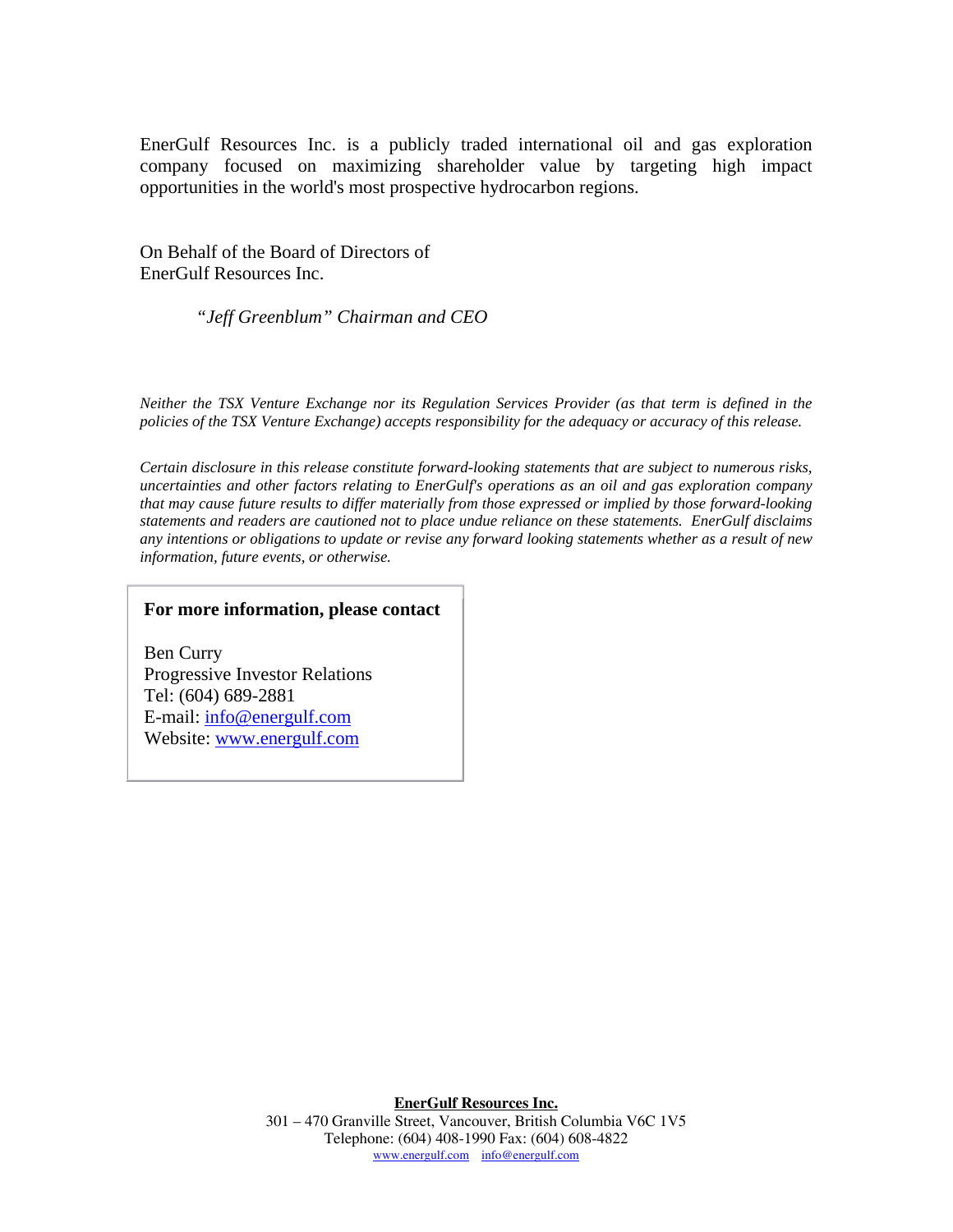EnerGulf Resources Inc. is a publicly traded international oil and gas exploration company focused on maximizing shareholder value by targeting high impact opportunities in the world's most prospective hydrocarbon regions.

On Behalf of the Board of Directors of
EnerGulf Resources Inc.

*"Jeff Greenblum" Chairman and CEO*

*Neither the TSX Venture Exchange nor its Regulation Services Provider (as that term is defined in the policies of the TSX Venture Exchange) accepts responsibility for the adequacy or accuracy of this release.*

*Certain disclosure in this release constitute forward-looking statements that are subject to numerous risks, uncertainties and other factors relating to EnerGulf's operations as an oil and gas exploration company that may cause future results to differ materially from those expressed or implied by those forward-looking statements and readers are cautioned not to place undue reliance on these statements. EnerGulf disclaims any intentions or obligations to update or revise any forward looking statements whether as a result of new information, future events, or otherwise.*

**For more information, please contact**

Ben Curry
Progressive Investor Relations
Tel: (604) 689-2881
E-mail: info@energulf.com
Website: www.energulf.com

**EnerGulf Resources Inc.**
301 – 470 Granville Street, Vancouver, British Columbia V6C 1V5
Telephone: (604) 408-1990 Fax: (604) 608-4822
www.energulf.com info@energulf.com